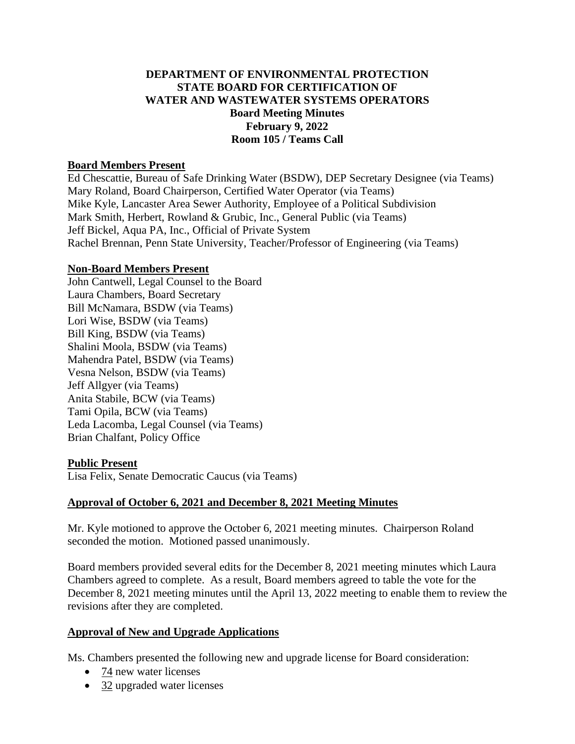# DEPARTMENT OF ENVIRONMENTAL PROTECTION
# STATE BOARD FOR CERTIFICATION OF WATER AND WASTEWATER SYSTEMS OPERATORS

**Board Meeting Minutes**
**February 9, 2022**
**Room 105 / Teams Call**

## Board Members Present

Ed Chescattie, Bureau of Safe Drinking Water (BSDW), DEP Secretary Designee (via Teams)
Mary Roland, Board Chairperson, Certified Water Operator (via Teams)
Mike Kyle, Lancaster Area Sewer Authority, Employee of a Political Subdivision
Mark Smith, Herbert, Rowland & Grubic, Inc., General Public (via Teams)
Jeff Bickel, Aqua PA, Inc., Official of Private System
Rachel Brennan, Penn State University, Teacher/Professor of Engineering (via Teams)

## Non-Board Members Present

John Cantwell, Legal Counsel to the Board
Laura Chambers, Board Secretary
Bill McNamara, BSDW (via Teams)
Lori Wise, BSDW (via Teams)
Bill King, BSDW (via Teams)
Shalini Moola, BSDW (via Teams)
Mahendra Patel, BSDW (via Teams)
Vesna Nelson, BSDW (via Teams)
Jeff Allgyer (via Teams)
Anita Stabile, BCW (via Teams)
Tami Opila, BCW (via Teams)
Leda Lacomba, Legal Counsel (via Teams)
Brian Chalfant, Policy Office

## Public Present

Lisa Felix, Senate Democratic Caucus (via Teams)

## Approval of October 6, 2021 and December 8, 2021 Meeting Minutes

Mr. Kyle motioned to approve the October 6, 2021 meeting minutes. Chairperson Roland seconded the motion. Motioned passed unanimously.

Board members provided several edits for the December 8, 2021 meeting minutes which Laura Chambers agreed to complete. As a result, Board members agreed to table the vote for the December 8, 2021 meeting minutes until the April 13, 2022 meeting to enable them to review the revisions after they are completed.

## Approval of New and Upgrade Applications

Ms. Chambers presented the following new and upgrade license for Board consideration:

- 74 new water licenses
- 32 upgraded water licenses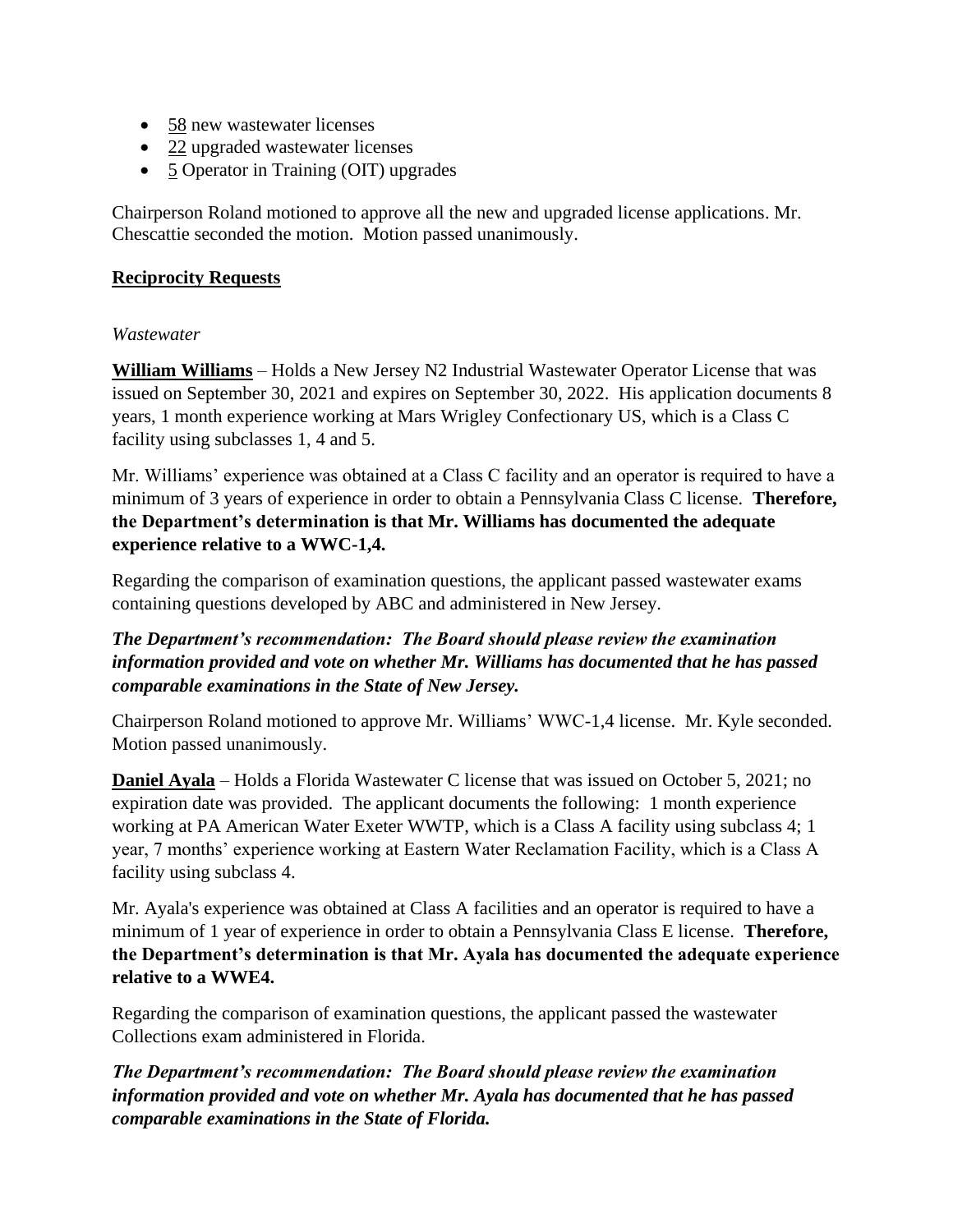- 58 new wastewater licenses
- 22 upgraded wastewater licenses
- 5 Operator in Training (OIT) upgrades

Chairperson Roland motioned to approve all the new and upgraded license applications. Mr. Chescattie seconded the motion. Motion passed unanimously.

## Reciprocity Requests

*Wastewater*

**William Williams** – Holds a New Jersey N2 Industrial Wastewater Operator License that was issued on September 30, 2021 and expires on September 30, 2022. His application documents 8 years, 1 month experience working at Mars Wrigley Confectionary US, which is a Class C facility using subclasses 1, 4 and 5.

Mr. Williams' experience was obtained at a Class C facility and an operator is required to have a minimum of 3 years of experience in order to obtain a Pennsylvania Class C license. **Therefore, the Department's determination is that Mr. Williams has documented the adequate experience relative to a WWC-1,4.**

Regarding the comparison of examination questions, the applicant passed wastewater exams containing questions developed by ABC and administered in New Jersey.

***The Department's recommendation: The Board should please review the examination information provided and vote on whether Mr. Williams has documented that he has passed comparable examinations in the State of New Jersey.***

Chairperson Roland motioned to approve Mr. Williams' WWC-1,4 license. Mr. Kyle seconded. Motion passed unanimously.

**Daniel Ayala** – Holds a Florida Wastewater C license that was issued on October 5, 2021; no expiration date was provided. The applicant documents the following: 1 month experience working at PA American Water Exeter WWTP, which is a Class A facility using subclass 4; 1 year, 7 months' experience working at Eastern Water Reclamation Facility, which is a Class A facility using subclass 4.

Mr. Ayala's experience was obtained at Class A facilities and an operator is required to have a minimum of 1 year of experience in order to obtain a Pennsylvania Class E license. **Therefore, the Department's determination is that Mr. Ayala has documented the adequate experience relative to a WWE4.**

Regarding the comparison of examination questions, the applicant passed the wastewater Collections exam administered in Florida.

***The Department's recommendation: The Board should please review the examination information provided and vote on whether Mr. Ayala has documented that he has passed comparable examinations in the State of Florida.***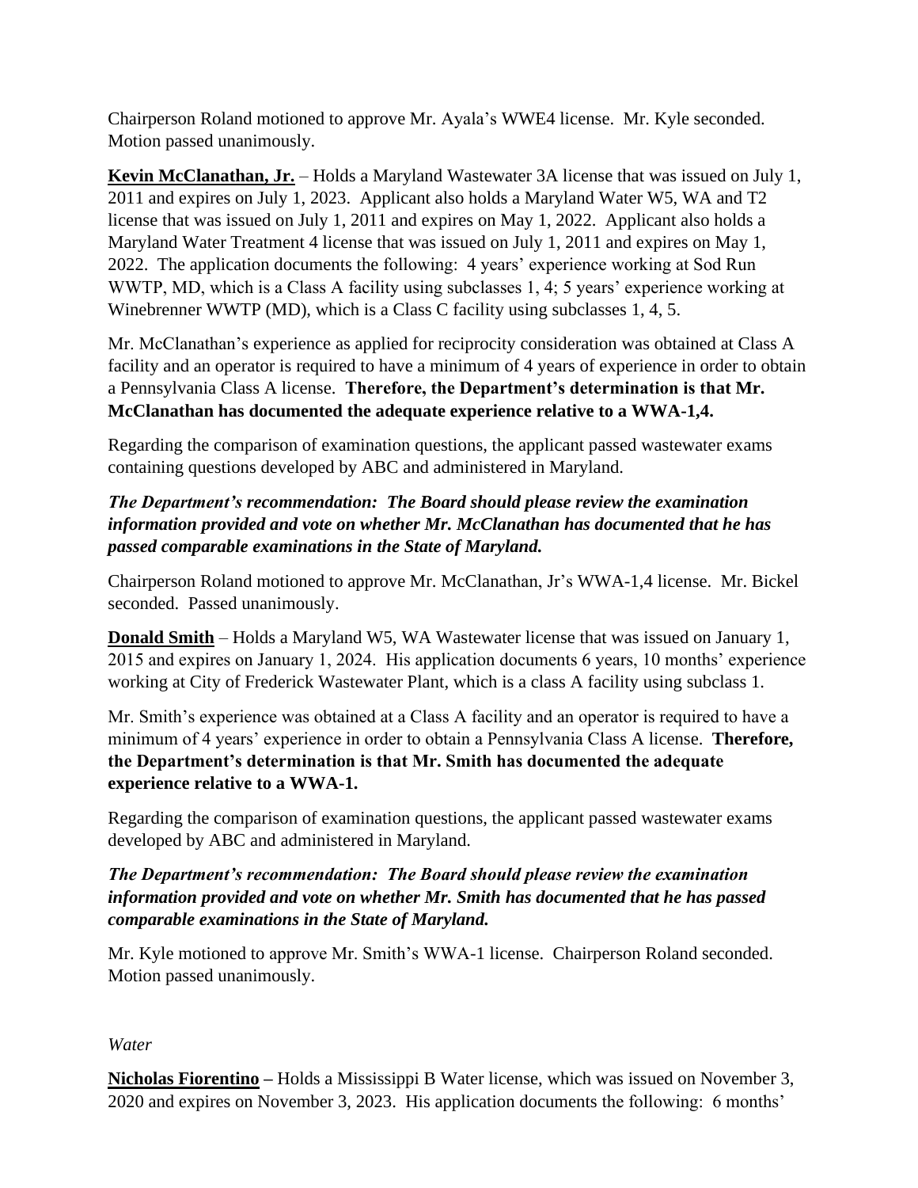Chairperson Roland motioned to approve Mr. Ayala's WWE4 license. Mr. Kyle seconded. Motion passed unanimously.

**Kevin McClanathan, Jr.** – Holds a Maryland Wastewater 3A license that was issued on July 1, 2011 and expires on July 1, 2023. Applicant also holds a Maryland Water W5, WA and T2 license that was issued on July 1, 2011 and expires on May 1, 2022. Applicant also holds a Maryland Water Treatment 4 license that was issued on July 1, 2011 and expires on May 1, 2022. The application documents the following: 4 years' experience working at Sod Run WWTP, MD, which is a Class A facility using subclasses 1, 4; 5 years' experience working at Winebrenner WWTP (MD), which is a Class C facility using subclasses 1, 4, 5.

Mr. McClanathan's experience as applied for reciprocity consideration was obtained at Class A facility and an operator is required to have a minimum of 4 years of experience in order to obtain a Pennsylvania Class A license. **Therefore, the Department's determination is that Mr. McClanathan has documented the adequate experience relative to a WWA-1,4.**

Regarding the comparison of examination questions, the applicant passed wastewater exams containing questions developed by ABC and administered in Maryland.

***The Department's recommendation: The Board should please review the examination information provided and vote on whether Mr. McClanathan has documented that he has passed comparable examinations in the State of Maryland.***

Chairperson Roland motioned to approve Mr. McClanathan, Jr's WWA-1,4 license. Mr. Bickel seconded. Passed unanimously.

**Donald Smith** – Holds a Maryland W5, WA Wastewater license that was issued on January 1, 2015 and expires on January 1, 2024. His application documents 6 years, 10 months' experience working at City of Frederick Wastewater Plant, which is a class A facility using subclass 1.

Mr. Smith's experience was obtained at a Class A facility and an operator is required to have a minimum of 4 years' experience in order to obtain a Pennsylvania Class A license. **Therefore, the Department's determination is that Mr. Smith has documented the adequate experience relative to a WWA-1.**

Regarding the comparison of examination questions, the applicant passed wastewater exams developed by ABC and administered in Maryland.

***The Department's recommendation: The Board should please review the examination information provided and vote on whether Mr. Smith has documented that he has passed comparable examinations in the State of Maryland.***

Mr. Kyle motioned to approve Mr. Smith's WWA-1 license. Chairperson Roland seconded. Motion passed unanimously.

*Water*

**Nicholas Fiorentino –** Holds a Mississippi B Water license, which was issued on November 3, 2020 and expires on November 3, 2023. His application documents the following: 6 months'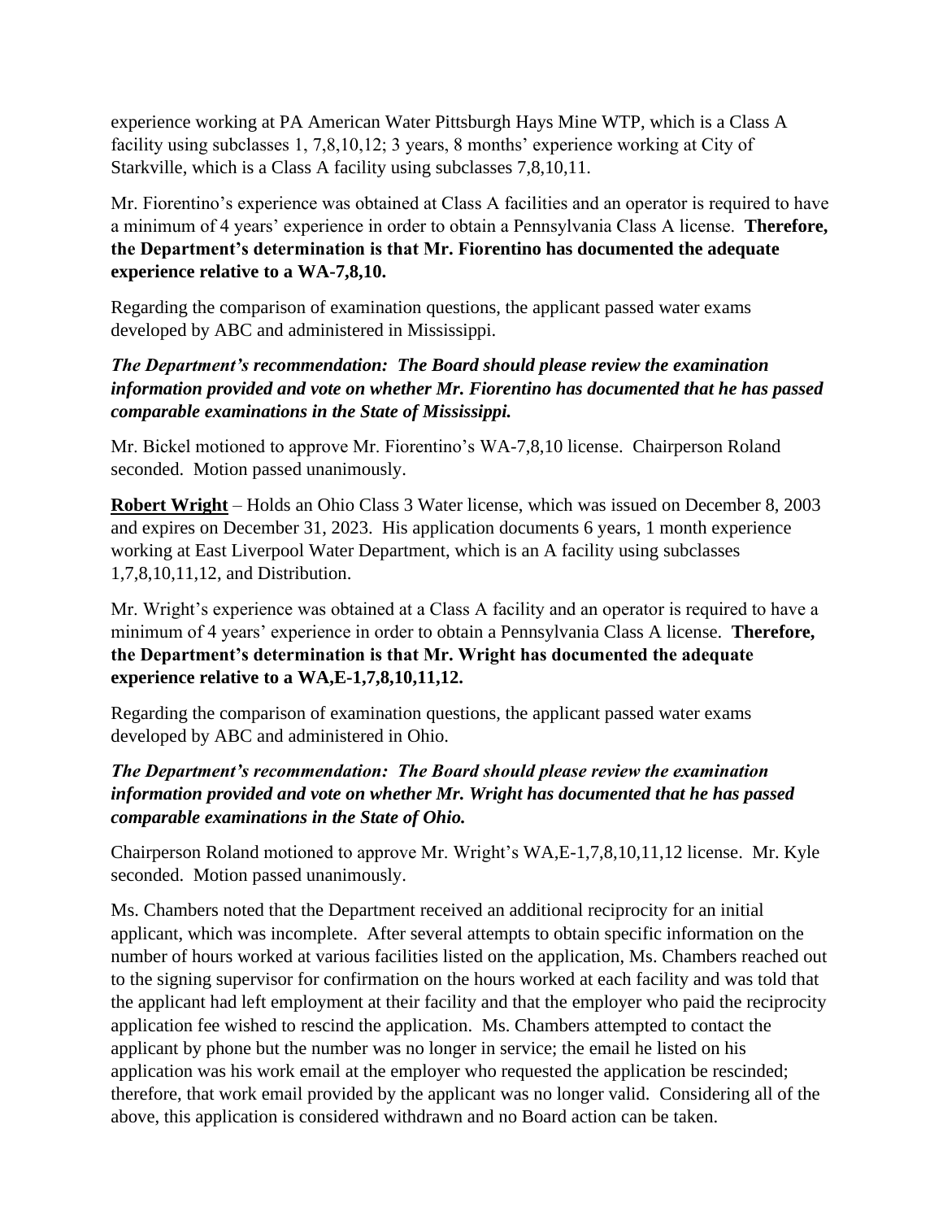experience working at PA American Water Pittsburgh Hays Mine WTP, which is a Class A facility using subclasses 1, 7,8,10,12; 3 years, 8 months' experience working at City of Starkville, which is a Class A facility using subclasses 7,8,10,11.

Mr. Fiorentino's experience was obtained at Class A facilities and an operator is required to have a minimum of 4 years' experience in order to obtain a Pennsylvania Class A license. **Therefore, the Department's determination is that Mr. Fiorentino has documented the adequate experience relative to a WA-7,8,10.**

Regarding the comparison of examination questions, the applicant passed water exams developed by ABC and administered in Mississippi.

***The Department's recommendation: The Board should please review the examination information provided and vote on whether Mr. Fiorentino has documented that he has passed comparable examinations in the State of Mississippi.***

Mr. Bickel motioned to approve Mr. Fiorentino's WA-7,8,10 license. Chairperson Roland seconded. Motion passed unanimously.

**Robert Wright** – Holds an Ohio Class 3 Water license, which was issued on December 8, 2003 and expires on December 31, 2023. His application documents 6 years, 1 month experience working at East Liverpool Water Department, which is an A facility using subclasses 1,7,8,10,11,12, and Distribution.

Mr. Wright's experience was obtained at a Class A facility and an operator is required to have a minimum of 4 years' experience in order to obtain a Pennsylvania Class A license. **Therefore, the Department's determination is that Mr. Wright has documented the adequate experience relative to a WA,E-1,7,8,10,11,12.**

Regarding the comparison of examination questions, the applicant passed water exams developed by ABC and administered in Ohio.

***The Department's recommendation: The Board should please review the examination information provided and vote on whether Mr. Wright has documented that he has passed comparable examinations in the State of Ohio.***

Chairperson Roland motioned to approve Mr. Wright's WA,E-1,7,8,10,11,12 license. Mr. Kyle seconded. Motion passed unanimously.

Ms. Chambers noted that the Department received an additional reciprocity for an initial applicant, which was incomplete. After several attempts to obtain specific information on the number of hours worked at various facilities listed on the application, Ms. Chambers reached out to the signing supervisor for confirmation on the hours worked at each facility and was told that the applicant had left employment at their facility and that the employer who paid the reciprocity application fee wished to rescind the application. Ms. Chambers attempted to contact the applicant by phone but the number was no longer in service; the email he listed on his application was his work email at the employer who requested the application be rescinded; therefore, that work email provided by the applicant was no longer valid. Considering all of the above, this application is considered withdrawn and no Board action can be taken.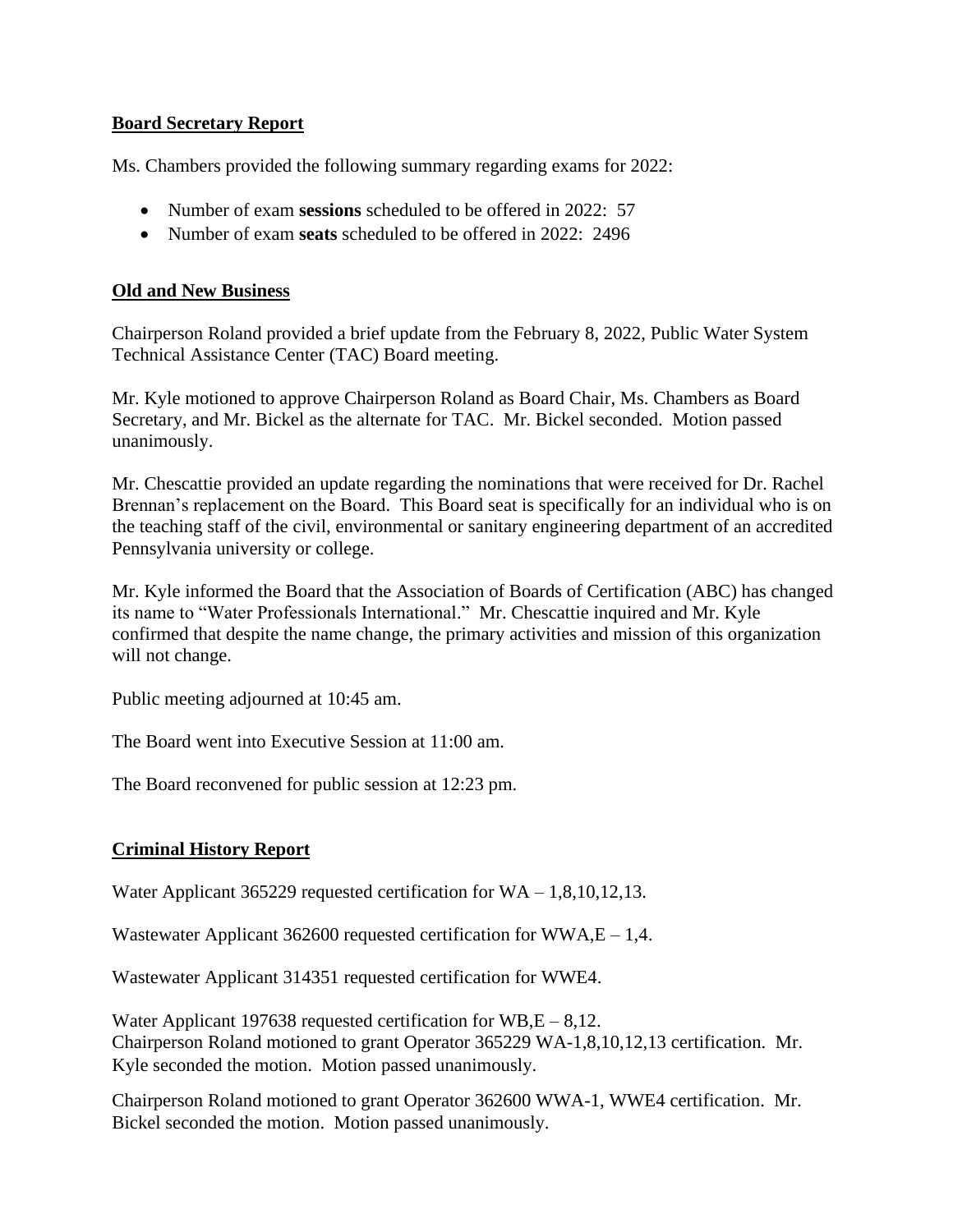**Board Secretary Report**

Ms. Chambers provided the following summary regarding exams for 2022:

- Number of exam **sessions** scheduled to be offered in 2022: 57
- Number of exam **seats** scheduled to be offered in 2022: 2496

**Old and New Business**

Chairperson Roland provided a brief update from the February 8, 2022, Public Water System Technical Assistance Center (TAC) Board meeting.

Mr. Kyle motioned to approve Chairperson Roland as Board Chair, Ms. Chambers as Board Secretary, and Mr. Bickel as the alternate for TAC. Mr. Bickel seconded. Motion passed unanimously.

Mr. Chescattie provided an update regarding the nominations that were received for Dr. Rachel Brennan's replacement on the Board. This Board seat is specifically for an individual who is on the teaching staff of the civil, environmental or sanitary engineering department of an accredited Pennsylvania university or college.

Mr. Kyle informed the Board that the Association of Boards of Certification (ABC) has changed its name to "Water Professionals International." Mr. Chescattie inquired and Mr. Kyle confirmed that despite the name change, the primary activities and mission of this organization will not change.

Public meeting adjourned at 10:45 am.

The Board went into Executive Session at 11:00 am.

The Board reconvened for public session at 12:23 pm.

**Criminal History Report**

Water Applicant 365229 requested certification for WA – 1,8,10,12,13.

Wastewater Applicant 362600 requested certification for WWA,E – 1,4.

Wastewater Applicant 314351 requested certification for WWE4.

Water Applicant 197638 requested certification for WB,E – 8,12.
Chairperson Roland motioned to grant Operator 365229 WA-1,8,10,12,13 certification. Mr. Kyle seconded the motion. Motion passed unanimously.

Chairperson Roland motioned to grant Operator 362600 WWA-1, WWE4 certification. Mr. Bickel seconded the motion. Motion passed unanimously.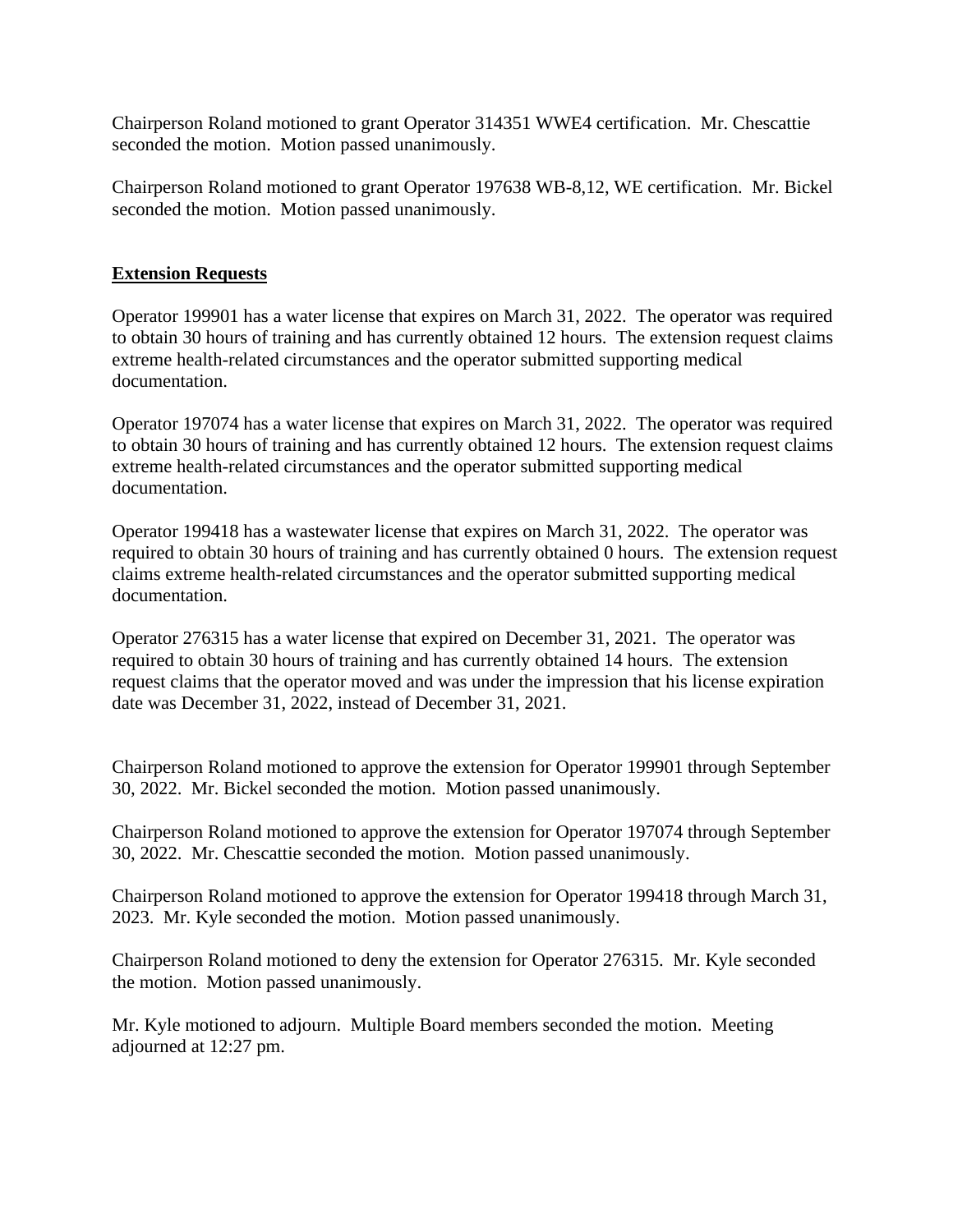Chairperson Roland motioned to grant Operator 314351 WWE4 certification. Mr. Chescattie seconded the motion. Motion passed unanimously.

Chairperson Roland motioned to grant Operator 197638 WB-8,12, WE certification. Mr. Bickel seconded the motion. Motion passed unanimously.

## Extension Requests

Operator 199901 has a water license that expires on March 31, 2022. The operator was required to obtain 30 hours of training and has currently obtained 12 hours. The extension request claims extreme health-related circumstances and the operator submitted supporting medical documentation.

Operator 197074 has a water license that expires on March 31, 2022. The operator was required to obtain 30 hours of training and has currently obtained 12 hours. The extension request claims extreme health-related circumstances and the operator submitted supporting medical documentation.

Operator 199418 has a wastewater license that expires on March 31, 2022. The operator was required to obtain 30 hours of training and has currently obtained 0 hours. The extension request claims extreme health-related circumstances and the operator submitted supporting medical documentation.

Operator 276315 has a water license that expired on December 31, 2021. The operator was required to obtain 30 hours of training and has currently obtained 14 hours. The extension request claims that the operator moved and was under the impression that his license expiration date was December 31, 2022, instead of December 31, 2021.

Chairperson Roland motioned to approve the extension for Operator 199901 through September 30, 2022. Mr. Bickel seconded the motion. Motion passed unanimously.

Chairperson Roland motioned to approve the extension for Operator 197074 through September 30, 2022. Mr. Chescattie seconded the motion. Motion passed unanimously.

Chairperson Roland motioned to approve the extension for Operator 199418 through March 31, 2023. Mr. Kyle seconded the motion. Motion passed unanimously.

Chairperson Roland motioned to deny the extension for Operator 276315. Mr. Kyle seconded the motion. Motion passed unanimously.

Mr. Kyle motioned to adjourn. Multiple Board members seconded the motion. Meeting adjourned at 12:27 pm.